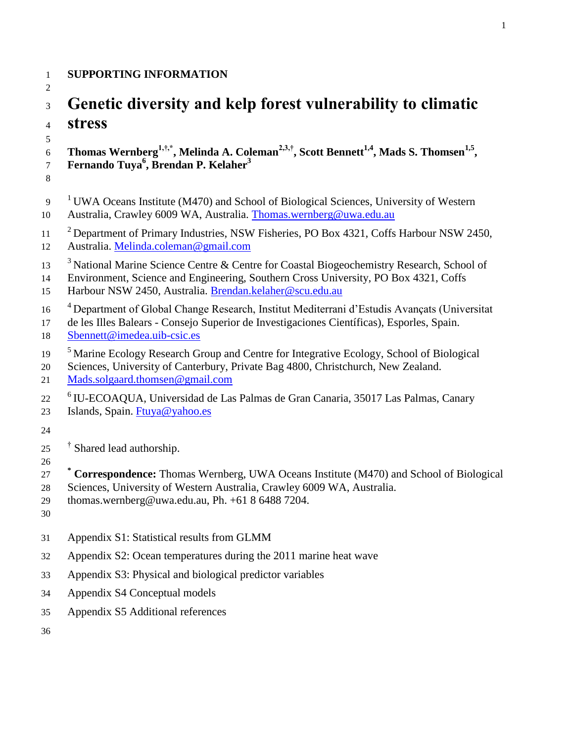**SUPPORTING INFORMATION**

# Genetic diversity and kelp forest vulnerability to climatic stress

**Thomas Wernberg[1,†,*], Melinda A. Coleman[2,3,†], Scott Bennett[1,4], Mads S. Thomsen[1,5], Fernando Tuya[6], Brendan P. Kelaher[3]**

[1] UWA Oceans Institute (M470) and School of Biological Sciences, University of Western Australia, Crawley 6009 WA, Australia. Thomas.wernberg@uwa.edu.au

[2] Department of Primary Industries, NSW Fisheries, PO Box 4321, Coffs Harbour NSW 2450, Australia. Melinda.coleman@gmail.com

[3] National Marine Science Centre & Centre for Coastal Biogeochemistry Research, School of Environment, Science and Engineering, Southern Cross University, PO Box 4321, Coffs Harbour NSW 2450, Australia. Brendan.kelaher@scu.edu.au

[4] Department of Global Change Research, Institut Mediterrani d'Estudis Avançats (Universitat de les Illes Balears - Consejo Superior de Investigaciones Científicas), Esporles, Spain. Sbennett@imedea.uib-csic.es

[5] Marine Ecology Research Group and Centre for Integrative Ecology, School of Biological Sciences, University of Canterbury, Private Bag 4800, Christchurch, New Zealand. Mads.solgaard.thomsen@gmail.com

[6] IU-ECOAQUA, Universidad de Las Palmas de Gran Canaria, 35017 Las Palmas, Canary Islands, Spain. Ftuya@yahoo.es

[†] Shared lead authorship.

[*] **Correspondence:** Thomas Wernberg, UWA Oceans Institute (M470) and School of Biological Sciences, University of Western Australia, Crawley 6009 WA, Australia. thomas.wernberg@uwa.edu.au, Ph. +61 8 6488 7204.

Appendix S1: Statistical results from GLMM

Appendix S2: Ocean temperatures during the 2011 marine heat wave

Appendix S3: Physical and biological predictor variables

Appendix S4 Conceptual models

Appendix S5 Additional references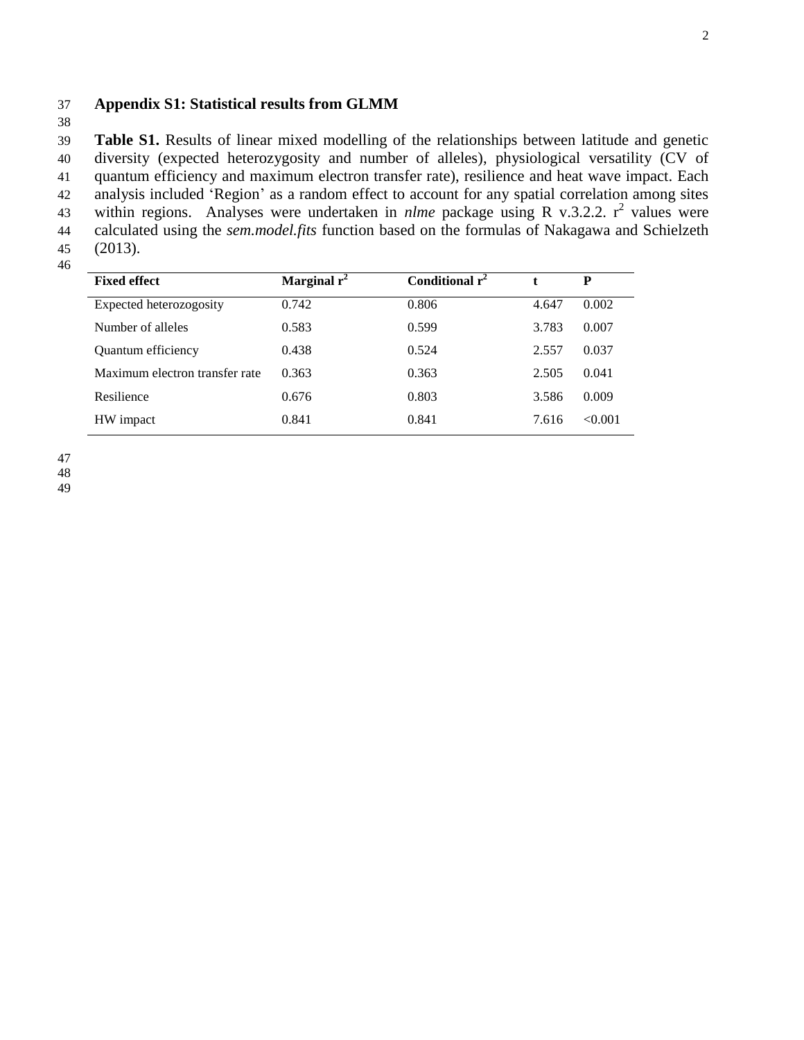## Appendix S1: Statistical results from GLMM

**Table S1.** Results of linear mixed modelling of the relationships between latitude and genetic diversity (expected heterozygosity and number of alleles), physiological versatility (CV of quantum efficiency and maximum electron transfer rate), resilience and heat wave impact. Each analysis included 'Region' as a random effect to account for any spatial correlation among sites within regions. Analyses were undertaken in *nlme* package using R v.3.2.2. $r^2$ values were calculated using the *sem.model.fits* function based on the formulas of Nakagawa and Schielzeth (2013).

| **Fixed effect** | **Marginal $r^2$** | **Conditional $r^2$** | **t** | **P** |
|---|---|---|---|---|
| Expected heterozogosity | 0.742 | 0.806 | 4.647 | 0.002 |
| Number of alleles | 0.583 | 0.599 | 3.783 | 0.007 |
| Quantum efficiency | 0.438 | 0.524 | 2.557 | 0.037 |
| Maximum electron transfer rate | 0.363 | 0.363 | 2.505 | 0.041 |
| Resilience | 0.676 | 0.803 | 3.586 | 0.009 |
| HW impact | 0.841 | 0.841 | 7.616 | <0.001 |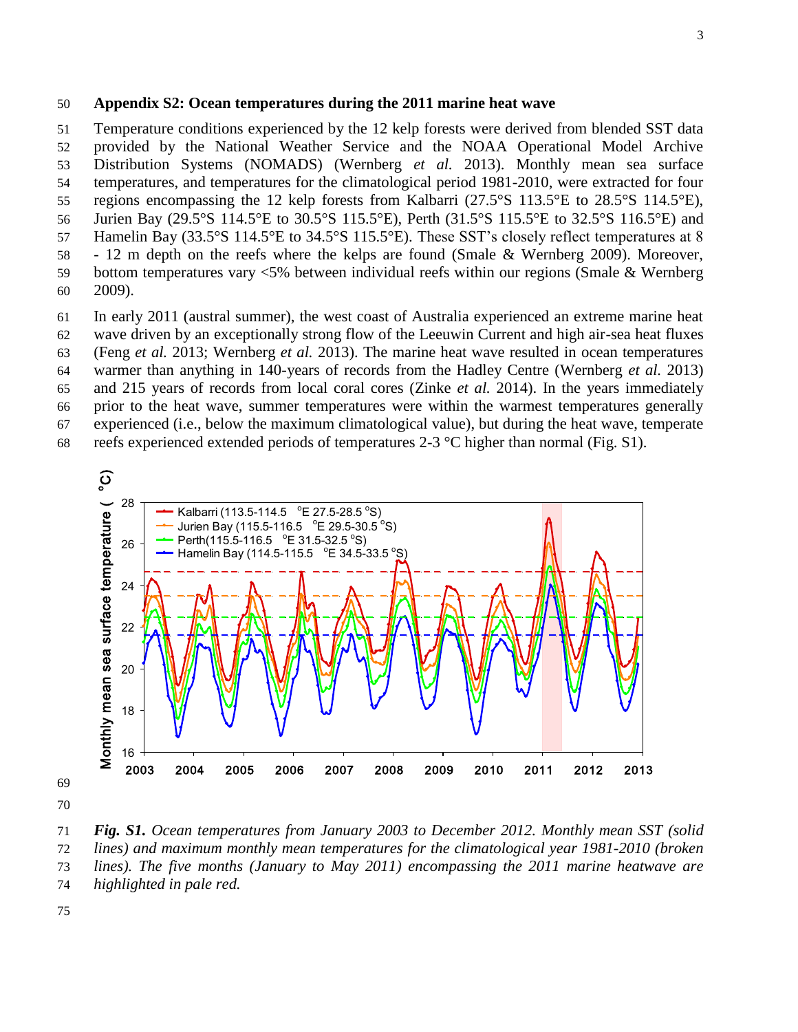## Appendix S2: Ocean temperatures during the 2011 marine heat wave

Temperature conditions experienced by the 12 kelp forests were derived from blended SST data provided by the National Weather Service and the NOAA Operational Model Archive Distribution Systems (NOMADS) (Wernberg *et al.* 2013). Monthly mean sea surface temperatures, and temperatures for the climatological period 1981-2010, were extracted for four regions encompassing the 12 kelp forests from Kalbarri (27.5°S 113.5°E to 28.5°S 114.5°E), Jurien Bay (29.5°S 114.5°E to 30.5°S 115.5°E), Perth (31.5°S 115.5°E to 32.5°S 116.5°E) and Hamelin Bay (33.5°S 114.5°E to 34.5°S 115.5°E). These SST's closely reflect temperatures at 8 - 12 m depth on the reefs where the kelps are found (Smale & Wernberg 2009). Moreover, bottom temperatures vary <5% between individual reefs within our regions (Smale & Wernberg 2009).

In early 2011 (austral summer), the west coast of Australia experienced an extreme marine heat wave driven by an exceptionally strong flow of the Leeuwin Current and high air-sea heat fluxes (Feng *et al.* 2013; Wernberg *et al.* 2013). The marine heat wave resulted in ocean temperatures warmer than anything in 140-years of records from the Hadley Centre (Wernberg *et al.* 2013) and 215 years of records from local coral cores (Zinke *et al.* 2014). In the years immediately prior to the heat wave, summer temperatures were within the warmest temperatures generally experienced (i.e., below the maximum climatological value), but during the heat wave, temperate reefs experienced extended periods of temperatures 2-3 °C higher than normal (Fig. S1).

***Fig. S1.*** *Ocean temperatures from January 2003 to December 2012. Monthly mean SST (solid lines) and maximum monthly mean temperatures for the climatological year 1981-2010 (broken lines). The five months (January to May 2011) encompassing the 2011 marine heatwave are highlighted in pale red.*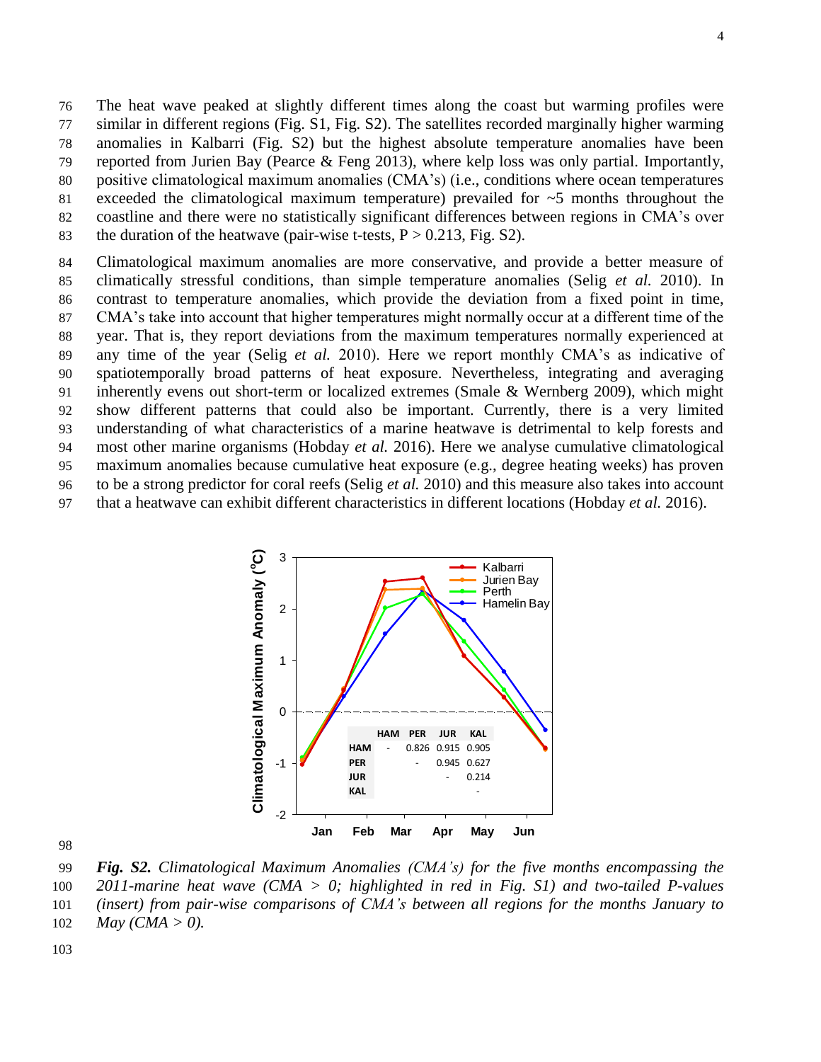The heat wave peaked at slightly different times along the coast but warming profiles were similar in different regions (Fig. S1, Fig. S2). The satellites recorded marginally higher warming anomalies in Kalbarri (Fig. S2) but the highest absolute temperature anomalies have been reported from Jurien Bay (Pearce & Feng 2013), where kelp loss was only partial. Importantly, positive climatological maximum anomalies (CMA's) (i.e., conditions where ocean temperatures exceeded the climatological maximum temperature) prevailed for ~5 months throughout the coastline and there were no statistically significant differences between regions in CMA's over the duration of the heatwave (pair-wise t-tests, $P > 0.213$, Fig. S2).

Climatological maximum anomalies are more conservative, and provide a better measure of climatically stressful conditions, than simple temperature anomalies (Selig *et al.* 2010). In contrast to temperature anomalies, which provide the deviation from a fixed point in time, CMA's take into account that higher temperatures might normally occur at a different time of the year. That is, they report deviations from the maximum temperatures normally experienced at any time of the year (Selig *et al.* 2010). Here we report monthly CMA's as indicative of spatiotemporally broad patterns of heat exposure. Nevertheless, integrating and averaging inherently evens out short-term or localized extremes (Smale & Wernberg 2009), which might show different patterns that could also be important. Currently, there is a very limited understanding of what characteristics of a marine heatwave is detrimental to kelp forests and most other marine organisms (Hobday *et al.* 2016). Here we analyse cumulative climatological maximum anomalies because cumulative heat exposure (e.g., degree heating weeks) has proven to be a strong predictor for coral reefs (Selig *et al.* 2010) and this measure also takes into account that a heatwave can exhibit different characteristics in different locations (Hobday *et al.* 2016).

| | HAM | PER | JUR | KAL |
|---|---|---|---|---|
| HAM | - | 0.826 | 0.915 | 0.905 |
| PER | | - | 0.945 | 0.627 |
| JUR | | | - | 0.214 |
| KAL | | | | - |

***Fig. S2.*** *Climatological Maximum Anomalies (CMA's) for the five months encompassing the 2011-marine heat wave (CMA > 0; highlighted in red in Fig. S1) and two-tailed P-values (insert) from pair-wise comparisons of CMA's between all regions for the months January to May (CMA > 0).*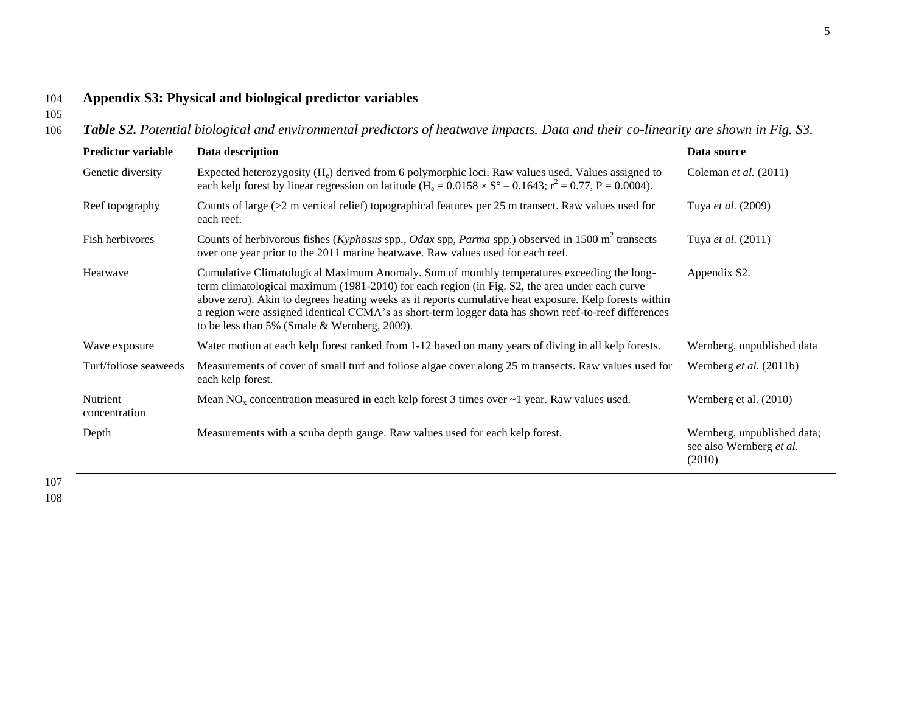## Appendix S3: Physical and biological predictor variables

***Table S2.*** *Potential biological and environmental predictors of heatwave impacts. Data and their co-linearity are shown in Fig. S3.*

| Predictor variable | Data description | Data source |
|---|---|---|
| Genetic diversity | Expected heterozygosity ($H_e$) derived from 6 polymorphic loci. Raw values used. Values assigned to each kelp forest by linear regression on latitude ($H_e = 0.0158 \times S° – 0.1643$; $r^2 = 0.77$, $P = 0.0004$). | Coleman *et al.* (2011) |
| Reef topography | Counts of large (>2 m vertical relief) topographical features per 25 m transect. Raw values used for each reef. | Tuya *et al.* (2009) |
| Fish herbivores | Counts of herbivorous fishes (*Kyphosus* spp., *Odax* spp, *Parma* spp.) observed in 1500 $m^2$ transects over one year prior to the 2011 marine heatwave. Raw values used for each reef. | Tuya *et al.* (2011) |
| Heatwave | Cumulative Climatological Maximum Anomaly. Sum of monthly temperatures exceeding the long-term climatological maximum (1981-2010) for each region (in Fig. S2, the area under each curve above zero). Akin to degrees heating weeks as it reports cumulative heat exposure. Kelp forests within a region were assigned identical CCMA's as short-term logger data has shown reef-to-reef differences to be less than 5% (Smale & Wernberg, 2009). | Appendix S2. |
| Wave exposure | Water motion at each kelp forest ranked from 1-12 based on many years of diving in all kelp forests. | Wernberg, unpublished data |
| Turf/foliose seaweeds | Measurements of cover of small turf and foliose algae cover along 25 m transects. Raw values used for each kelp forest. | Wernberg *et al.* (2011b) |
| Nutrient concentration | Mean $NO_x$ concentration measured in each kelp forest 3 times over ~1 year. Raw values used. | Wernberg et al. (2010) |
| Depth | Measurements with a scuba depth gauge. Raw values used for each kelp forest. | Wernberg, unpublished data; see also Wernberg *et al.* (2010) |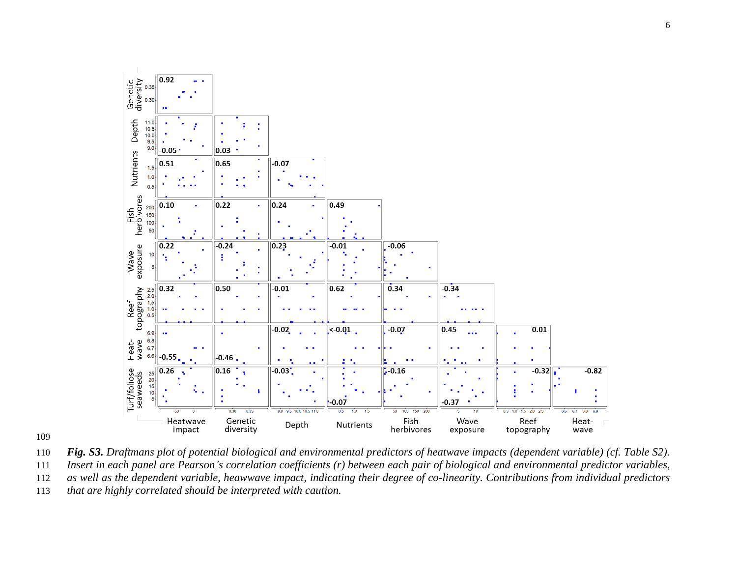**Fig. S3.** *Draftmans plot of potential biological and environmental predictors of heatwave impacts (dependent variable) (cf. Table S2). Insert in each panel are Pearson's correlation coefficients (r) between each pair of biological and environmental predictor variables, as well as the dependent variable, heawwave impact, indicating their degree of co-linearity. Contributions from individual predictors that are highly correlated should be interpreted with caution.*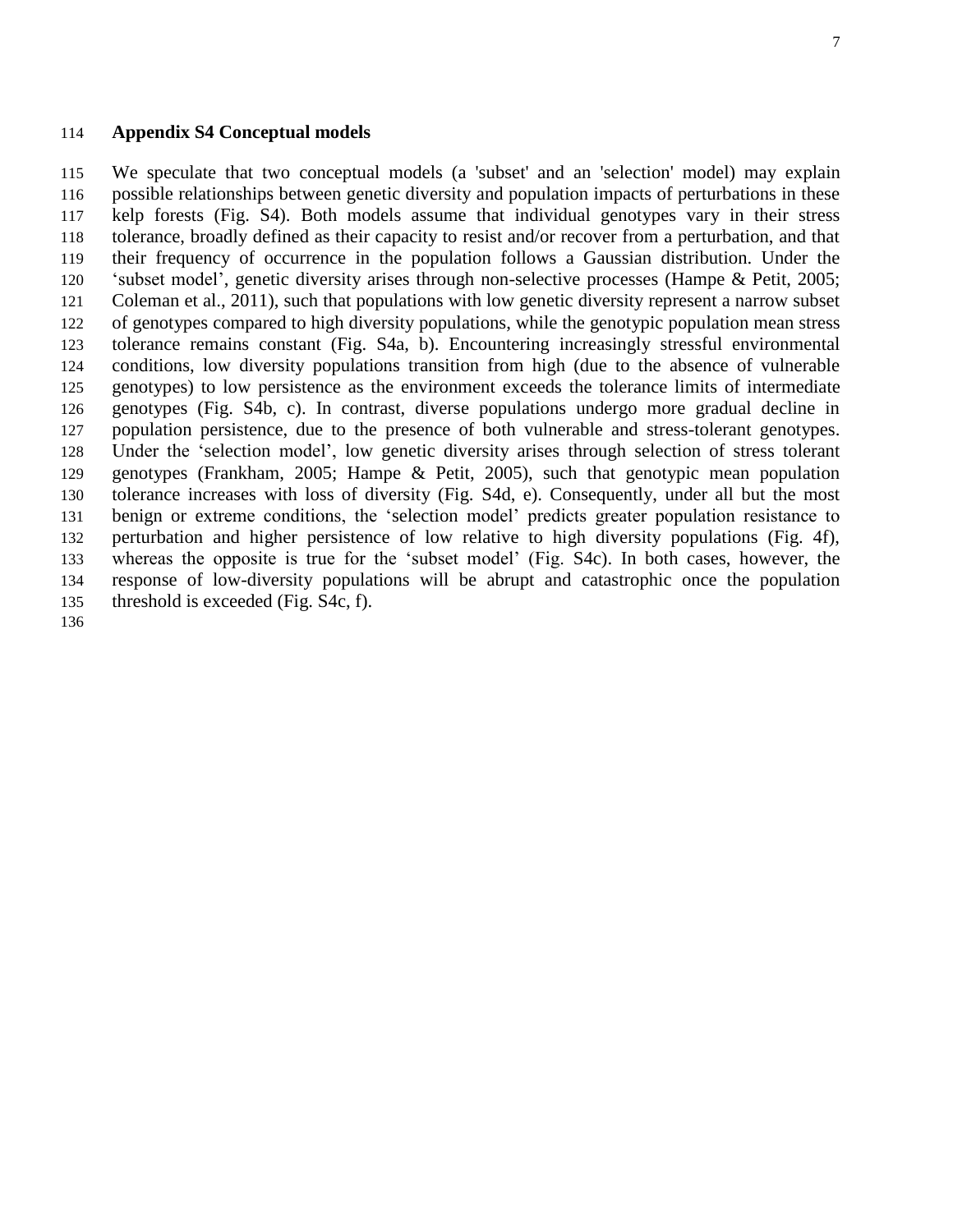## Appendix S4 Conceptual models

We speculate that two conceptual models (a 'subset' and an 'selection' model) may explain possible relationships between genetic diversity and population impacts of perturbations in these kelp forests (Fig. S4). Both models assume that individual genotypes vary in their stress tolerance, broadly defined as their capacity to resist and/or recover from a perturbation, and that their frequency of occurrence in the population follows a Gaussian distribution. Under the 'subset model', genetic diversity arises through non-selective processes (Hampe & Petit, 2005; Coleman et al., 2011), such that populations with low genetic diversity represent a narrow subset of genotypes compared to high diversity populations, while the genotypic population mean stress tolerance remains constant (Fig. S4a, b). Encountering increasingly stressful environmental conditions, low diversity populations transition from high (due to the absence of vulnerable genotypes) to low persistence as the environment exceeds the tolerance limits of intermediate genotypes (Fig. S4b, c). In contrast, diverse populations undergo more gradual decline in population persistence, due to the presence of both vulnerable and stress-tolerant genotypes. Under the 'selection model', low genetic diversity arises through selection of stress tolerant genotypes (Frankham, 2005; Hampe & Petit, 2005), such that genotypic mean population tolerance increases with loss of diversity (Fig. S4d, e). Consequently, under all but the most benign or extreme conditions, the 'selection model' predicts greater population resistance to perturbation and higher persistence of low relative to high diversity populations (Fig. 4f), whereas the opposite is true for the 'subset model' (Fig. S4c). In both cases, however, the response of low-diversity populations will be abrupt and catastrophic once the population threshold is exceeded (Fig. S4c, f).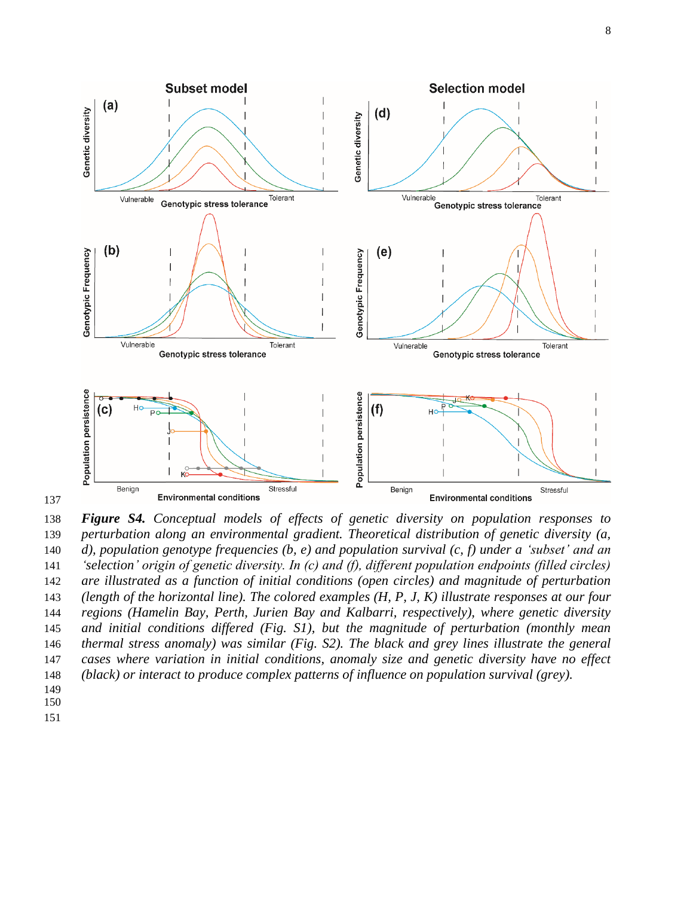**Figure S4.** *Conceptual models of effects of genetic diversity on population responses to perturbation along an environmental gradient. Theoretical distribution of genetic diversity (a, d), population genotype frequencies (b, e) and population survival (c, f) under a 'subset' and an 'selection' origin of genetic diversity. In (c) and (f), different population endpoints (filled circles) are illustrated as a function of initial conditions (open circles) and magnitude of perturbation (length of the horizontal line). The colored examples (H, P, J, K) illustrate responses at our four regions (Hamelin Bay, Perth, Jurien Bay and Kalbarri, respectively), where genetic diversity and initial conditions differed (Fig. S1), but the magnitude of perturbation (monthly mean thermal stress anomaly) was similar (Fig. S2). The black and grey lines illustrate the general cases where variation in initial conditions, anomaly size and genetic diversity have no effect (black) or interact to produce complex patterns of influence on population survival (grey).*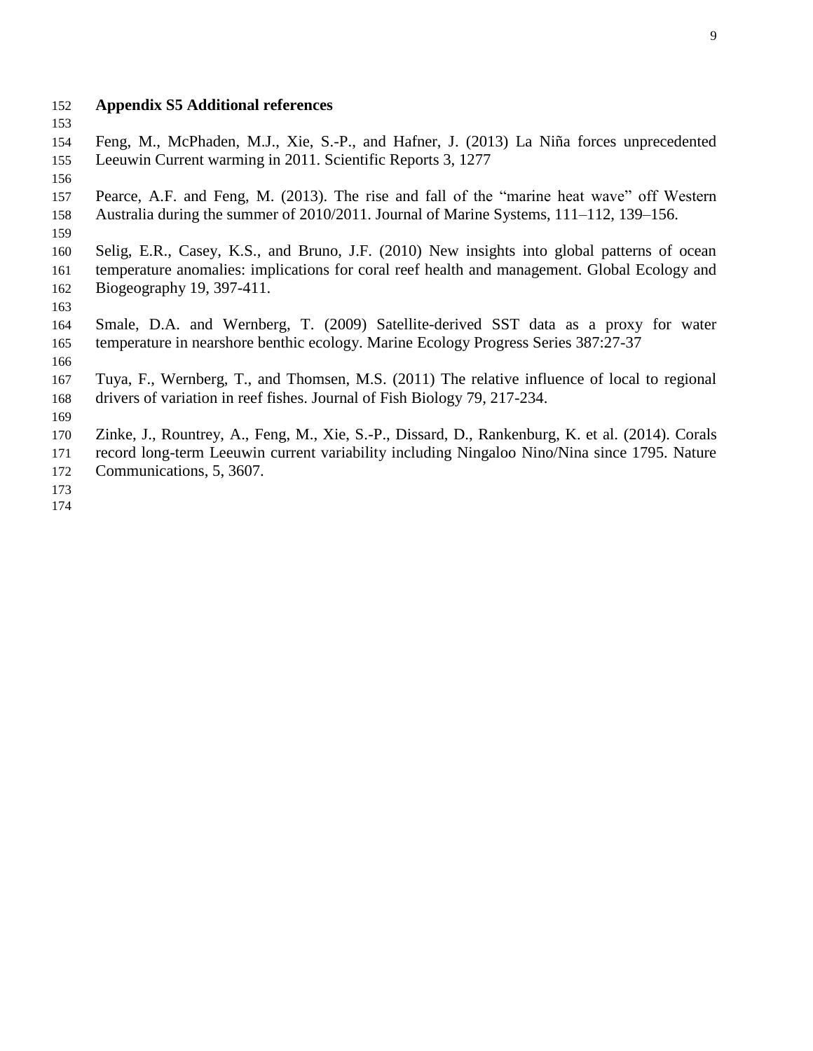## Appendix S5 Additional references

Feng, M., McPhaden, M.J., Xie, S.-P., and Hafner, J. (2013) La Niña forces unprecedented Leeuwin Current warming in 2011. Scientific Reports 3, 1277

Pearce, A.F. and Feng, M. (2013). The rise and fall of the "marine heat wave" off Western Australia during the summer of 2010/2011. Journal of Marine Systems, 111–112, 139–156.

Selig, E.R., Casey, K.S., and Bruno, J.F. (2010) New insights into global patterns of ocean temperature anomalies: implications for coral reef health and management. Global Ecology and Biogeography 19, 397-411.

Smale, D.A. and Wernberg, T. (2009) Satellite-derived SST data as a proxy for water temperature in nearshore benthic ecology. Marine Ecology Progress Series 387:27-37

Tuya, F., Wernberg, T., and Thomsen, M.S. (2011) The relative influence of local to regional drivers of variation in reef fishes. Journal of Fish Biology 79, 217-234.

Zinke, J., Rountrey, A., Feng, M., Xie, S.-P., Dissard, D., Rankenburg, K. et al. (2014). Corals record long-term Leeuwin current variability including Ningaloo Nino/Nina since 1795. Nature Communications, 5, 3607.